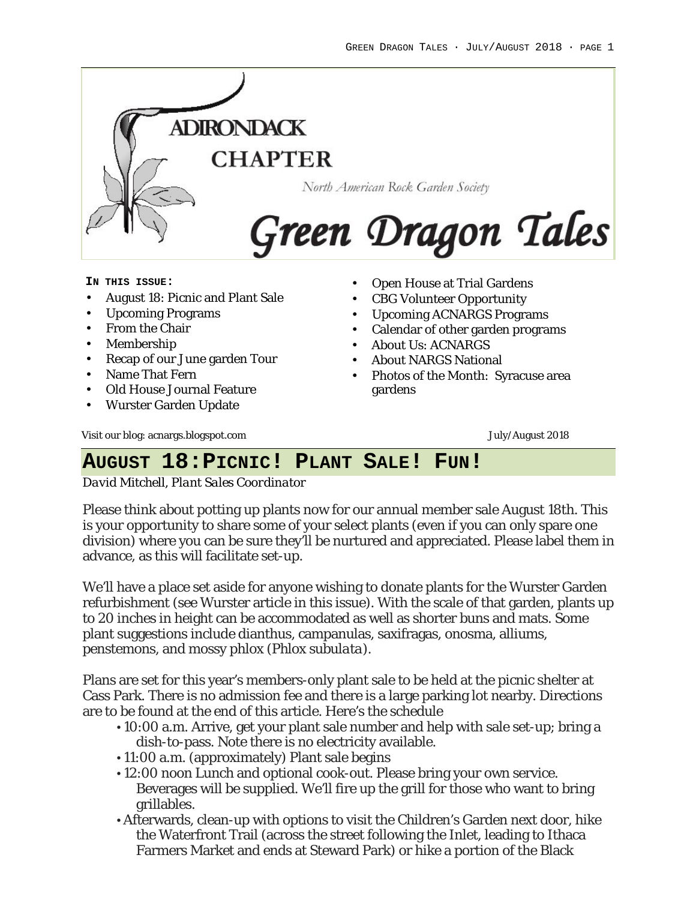# ADIRONDACK CHAPTER

North American Rock Garden Society

# Green Dragon Tales

**IN THIS ISSUE:**

- August 18: Picnic and Plant Sale
- Upcoming Programs
- From the Chair
- Membership
- Recap of our June garden Tour
- Name That Fern
- Old House Journal Feature
- Wurster Garden Update
- Open House at Trial Gardens
- CBG Volunteer Opportunity
- Upcoming ACNARGS Programs
- Calendar of other garden programs
- About Us: ACNARGS
- About NARGS National
- Photos of the Month: Syracuse area gardens

Visit our blog: acnargs.blogspot.com

July/August 2018

## AUGUST 18: PICNIC! PLANT SALE! FUN!

*David Mitchell, Plant Sales Coordinator*

Please think about potting up plants now for our annual member sale August 18th. This is your opportunity to share some of your select plants (even if you can only spare one division) where you can be sure they'll be nurtured and appreciated. Please label them in advance, as this will facilitate set-up.

We'll have a place set aside for anyone wishing to donate plants for the Wurster Garden refurbishment (see Wurster article in this issue). With the scale of that garden, plants up to 20 inches in height can be accommodated as well as shorter buns and mats. Some plant suggestions include dianthus, campanulas, saxifragas, onosma, alliums, penstemons, and mossy phlox (*Phlox subulata*).

Plans are set for this year's members-only plant sale to be held at the picnic shelter at Cass Park. There is no admission fee and there is a large parking lot nearby. Directions are to be found at the end of this article. Here's the schedule

- 10:00 a.m. Arrive, get your plant sale number and help with sale set-up; bring a dish-to-pass. Note there is no electricity available.
- 11:00 a.m. (approximately) Plant sale begins
- 12:00 noon Lunch and optional cook-out. Please bring your own service. Beverages will be supplied. We'll fire up the grill for those who want to bring grillables.
- Afterwards, clean-up with options to visit the Children's Garden next door, hike the Waterfront Trail (across the street following the Inlet, leading to Ithaca Farmers Market and ends at Steward Park) or hike a portion of the Black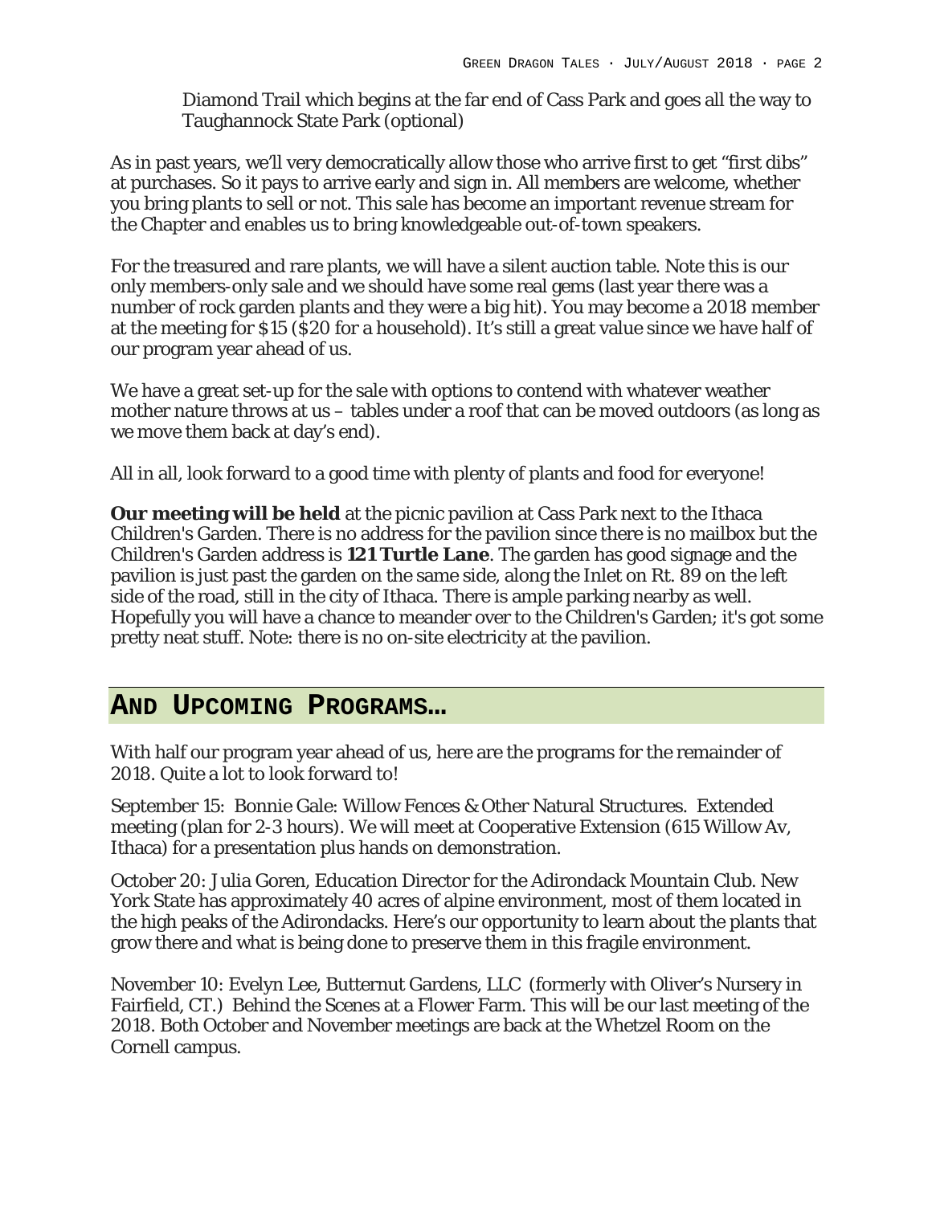Diamond Trail which begins at the far end of Cass Park and goes all the way to Taughannock State Park (optional)

As in past years, we'll very democratically allow those who arrive first to get "first dibs" at purchases. So it pays to arrive early and sign in. All members are welcome, whether you bring plants to sell or not. This sale has become an important revenue stream for the Chapter and enables us to bring knowledgeable out-of-town speakers.

For the treasured and rare plants, we will have a silent auction table. Note this is our only members-only sale and we should have some real gems (last year there was a number of rock garden plants and they were a big hit). You may become a 2018 member at the meeting for $15 ($20 for a household). It's still a great value since we have half of our program year ahead of us.

We have a great set-up for the sale with options to contend with whatever weather mother nature throws at us – tables under a roof that can be moved outdoors (as long as we move them back at day's end).

All in all, look forward to a good time with plenty of plants and food for everyone!

**Our meeting will be held** at the picnic pavilion at Cass Park next to the Ithaca Children's Garden. There is no address for the pavilion since there is no mailbox but the Children's Garden address is **121 Turtle Lane**. The garden has good signage and the pavilion is just past the garden on the same side, along the Inlet on Rt. 89 on the left side of the road, still in the city of Ithaca. There is ample parking nearby as well. Hopefully you will have a chance to meander over to the Children's Garden; it's got some pretty neat stuff. Note: there is no on-site electricity at the pavilion.

## AND UPCOMING PROGRAMS…

With half our program year ahead of us, here are the programs for the remainder of 2018. Quite a lot to look forward to!

September 15: Bonnie Gale: Willow Fences & Other Natural Structures. Extended meeting (plan for 2-3 hours). We will meet at Cooperative Extension (615 Willow Av, Ithaca) for a presentation plus hands on demonstration.

October 20: Julia Goren, Education Director for the Adirondack Mountain Club. New York State has approximately 40 acres of alpine environment, most of them located in the high peaks of the Adirondacks. Here's our opportunity to learn about the plants that grow there and what is being done to preserve them in this fragile environment.

November 10: Evelyn Lee, Butternut Gardens, LLC (formerly with Oliver's Nursery in Fairfield, CT.) Behind the Scenes at a Flower Farm. This will be our last meeting of the 2018. Both October and November meetings are back at the Whetzel Room on the Cornell campus.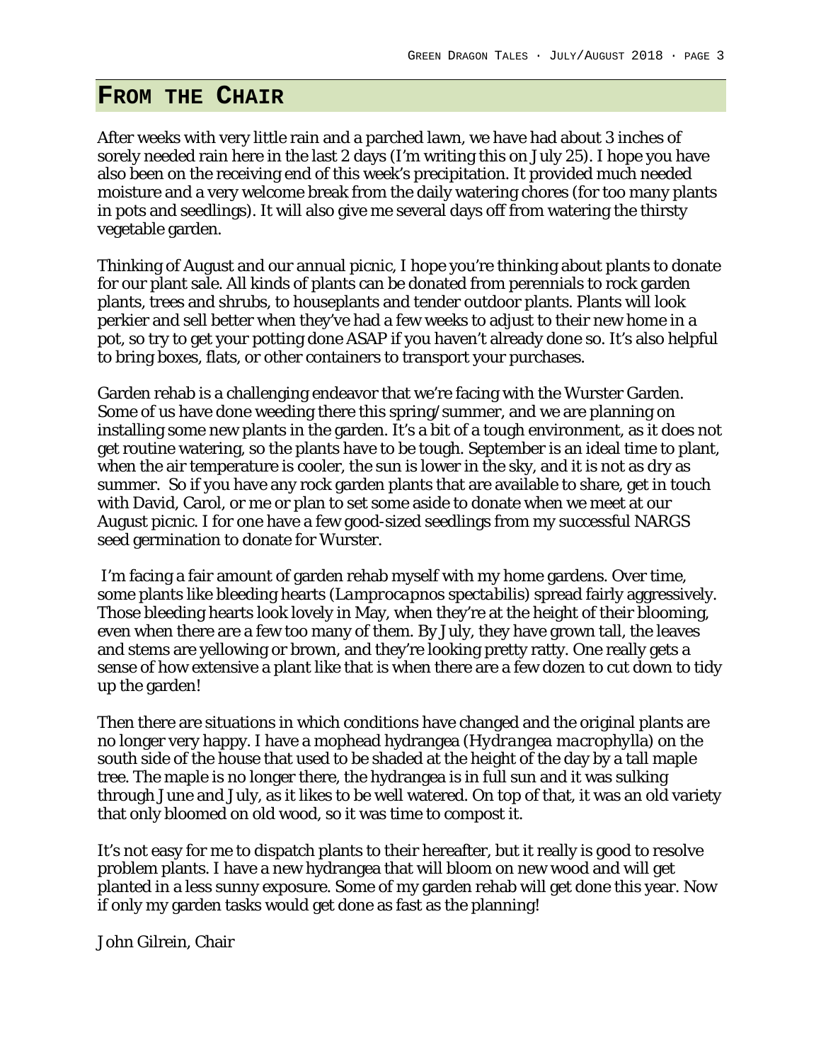## From the Chair

After weeks with very little rain and a parched lawn, we have had about 3 inches of sorely needed rain here in the last 2 days (I'm writing this on July 25). I hope you have also been on the receiving end of this week's precipitation. It provided much needed moisture and a very welcome break from the daily watering chores (for too many plants in pots and seedlings). It will also give me several days off from watering the thirsty vegetable garden.

Thinking of August and our annual picnic, I hope you're thinking about plants to donate for our plant sale. All kinds of plants can be donated from perennials to rock garden plants, trees and shrubs, to houseplants and tender outdoor plants. Plants will look perkier and sell better when they've had a few weeks to adjust to their new home in a pot, so try to get your potting done ASAP if you haven't already done so. It's also helpful to bring boxes, flats, or other containers to transport your purchases.

Garden rehab is a challenging endeavor that we're facing with the Wurster Garden. Some of us have done weeding there this spring/summer, and we are planning on installing some new plants in the garden. It's a bit of a tough environment, as it does not get routine watering, so the plants have to be tough. September is an ideal time to plant, when the air temperature is cooler, the sun is lower in the sky, and it is not as dry as summer. So if you have any rock garden plants that are available to share, get in touch with David, Carol, or me or plan to set some aside to donate when we meet at our August picnic. I for one have a few good-sized seedlings from my successful NARGS seed germination to donate for Wurster.

I'm facing a fair amount of garden rehab myself with my home gardens. Over time, some plants like bleeding hearts (*Lamprocapnos spectabilis*) spread fairly aggressively. Those bleeding hearts look lovely in May, when they're at the height of their blooming, even when there are a few too many of them. By July, they have grown tall, the leaves and stems are yellowing or brown, and they're looking pretty ratty. One really gets a sense of how extensive a plant like that is when there are a few dozen to cut down to tidy up the garden!

Then there are situations in which conditions have changed and the original plants are no longer very happy. I have a mophead hydrangea (*Hydrangea macrophylla*) on the south side of the house that used to be shaded at the height of the day by a tall maple tree. The maple is no longer there, the hydrangea is in full sun and it was sulking through June and July, as it likes to be well watered. On top of that, it was an old variety that only bloomed on old wood, so it was time to compost it.

It's not easy for me to dispatch plants to their hereafter, but it really is good to resolve problem plants. I have a new hydrangea that will bloom on new wood and will get planted in a less sunny exposure. Some of my garden rehab will get done this year. Now if only my garden tasks would get done as fast as the planning!

John Gilrein, Chair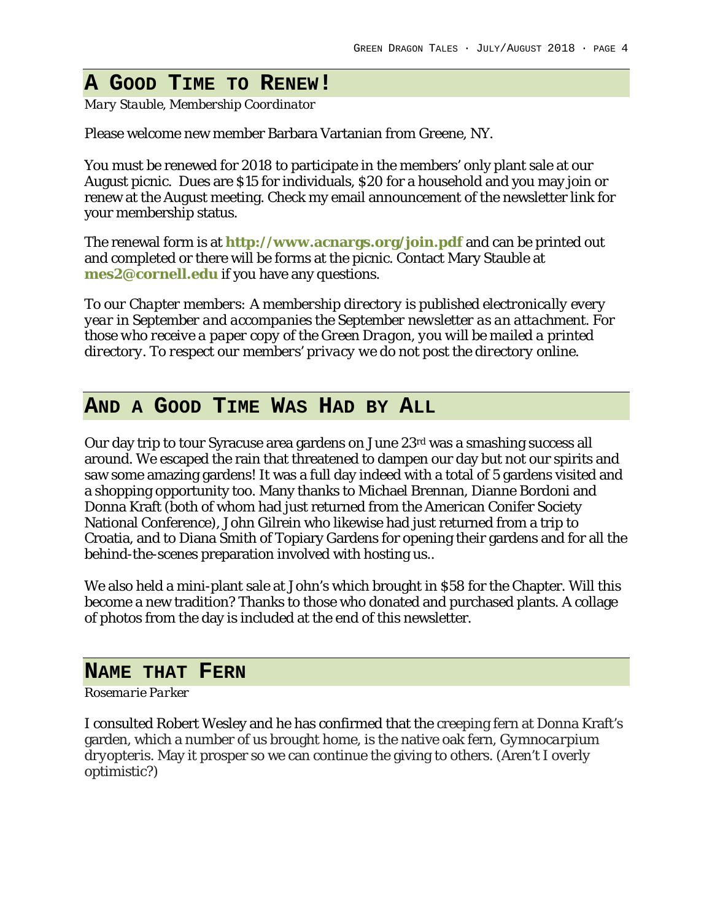## A GOOD TIME TO RENEW!

*Mary Stauble, Membership Coordinator*

Please welcome new member Barbara Vartanian from Greene, NY.

You must be renewed for 2018 to participate in the members' only plant sale at our August picnic. Dues are $15 for individuals, $20 for a household and you may join or renew at the August meeting. Check my email announcement of the newsletter link for your membership status.

The renewal form is at **http://www.acnargs.org/join.pdf** and can be printed out and completed or there will be forms at the picnic. Contact Mary Stauble at **mes2@cornell.edu** if you have any questions.

*To our Chapter members: A membership directory is published electronically every year in September and accompanies the September newsletter as an attachment. For those who receive a paper copy of the Green Dragon, you will be mailed a printed directory. To respect our members' privacy we do not post the directory online.*

## AND A GOOD TIME WAS HAD BY ALL

Our day trip to tour Syracuse area gardens on June 23rd was a smashing success all around. We escaped the rain that threatened to dampen our day but not our spirits and saw some amazing gardens! It was a full day indeed with a total of 5 gardens visited and a shopping opportunity too. Many thanks to Michael Brennan, Dianne Bordoni and Donna Kraft (both of whom had just returned from the American Conifer Society National Conference), John Gilrein who likewise had just returned from a trip to Croatia, and to Diana Smith of Topiary Gardens for opening their gardens and for all the behind-the-scenes preparation involved with hosting us..

We also held a mini-plant sale at John's which brought in $58 for the Chapter. Will this become a new tradition? Thanks to those who donated and purchased plants. A collage of photos from the day is included at the end of this newsletter.

## NAME THAT FERN

*Rosemarie Parker*

I consulted Robert Wesley and he has confirmed that the creeping fern at Donna Kraft's garden, which a number of us brought home, is the native oak fern, *Gymnocarpium dryopteris*. May it prosper so we can continue the giving to others. (Aren't I overly optimistic?)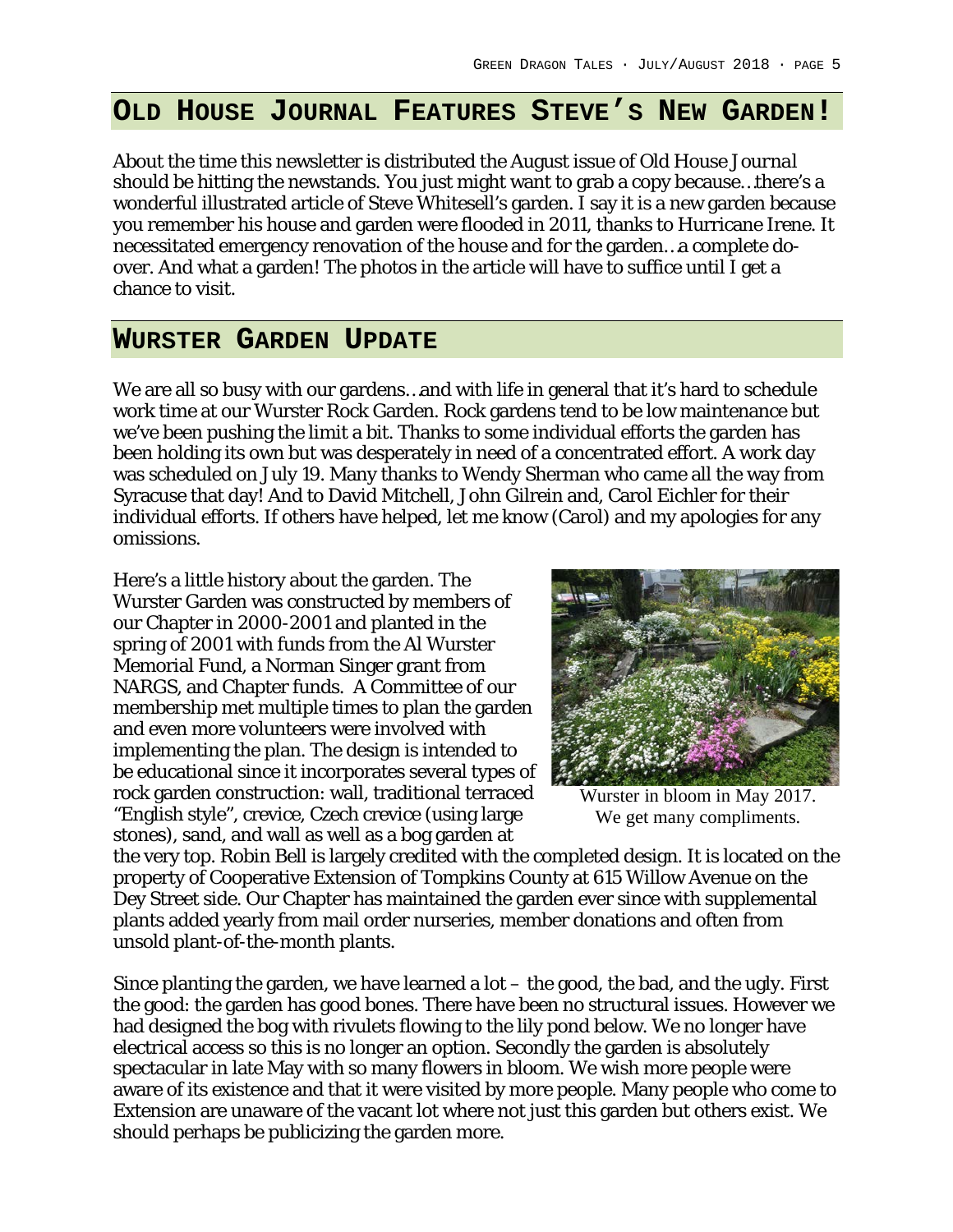## Old House Journal Features Steve's New Garden!

About the time this newsletter is distributed the August issue of *Old House Journal* should be hitting the newstands. You just might want to grab a copy because…there's a wonderful illustrated article of Steve Whitesell's garden. I say it is a new garden because you remember his house and garden were flooded in 2011, thanks to Hurricane Irene. It necessitated emergency renovation of the house and for the garden…a complete do-over. And what a garden! The photos in the article will have to suffice until I get a chance to visit.

## Wurster Garden Update

We are all so busy with our gardens…and with life in general that it's hard to schedule work time at our Wurster Rock Garden. Rock gardens tend to be low maintenance but we've been pushing the limit a bit. Thanks to some individual efforts the garden has been holding its own but was desperately in need of a concentrated effort. A work day was scheduled on July 19. Many thanks to Wendy Sherman who came all the way from Syracuse that day! And to David Mitchell, John Gilrein and, Carol Eichler for their individual efforts. If others have helped, let me know (Carol) and my apologies for any omissions.

Here's a little history about the garden. The Wurster Garden was constructed by members of our Chapter in 2000-2001 and planted in the spring of 2001 with funds from the Al Wurster Memorial Fund, a Norman Singer grant from NARGS, and Chapter funds. A Committee of our membership met multiple times to plan the garden and even more volunteers were involved with implementing the plan. The design is intended to be educational since it incorporates several types of rock garden construction: wall, traditional terraced "English style", crevice, Czech crevice (using large stones), sand, and wall as well as a bog garden at the very top. Robin Bell is largely credited with the completed design. It is located on the property of Cooperative Extension of Tompkins County at 615 Willow Avenue on the Dey Street side. Our Chapter has maintained the garden ever since with supplemental plants added yearly from mail order nurseries, member donations and often from unsold plant-of-the-month plants.

Wurster in bloom in May 2017. We get many compliments.

Since planting the garden, we have learned a lot – the good, the bad, and the ugly. First the good: the garden has good bones. There have been no structural issues. However we had designed the bog with rivulets flowing to the lily pond below. We no longer have electrical access so this is no longer an option. Secondly the garden is absolutely spectacular in late May with so many flowers in bloom. We wish more people were aware of its existence and that it were visited by more people. Many people who come to Extension are unaware of the vacant lot where not just this garden but others exist. We should perhaps be publicizing the garden more.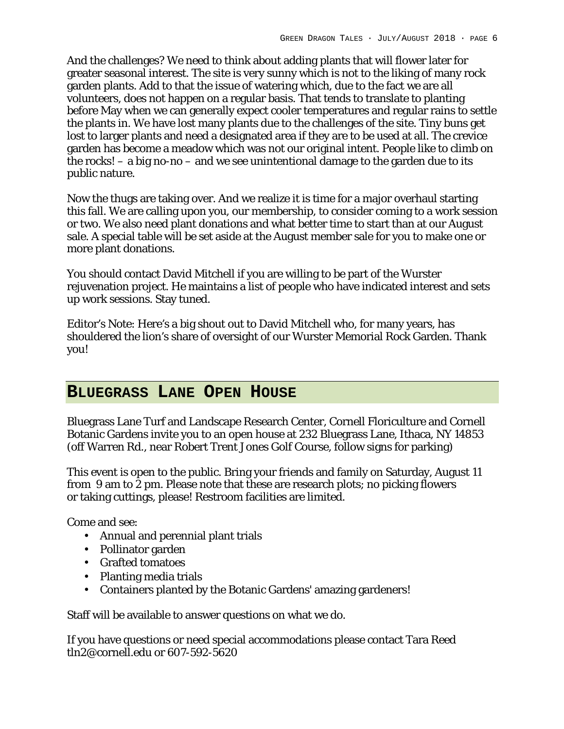And the challenges? We need to think about adding plants that will flower later for greater seasonal interest. The site is very sunny which is not to the liking of many rock garden plants. Add to that the issue of watering which, due to the fact we are all volunteers, does not happen on a regular basis. That tends to translate to planting before May when we can generally expect cooler temperatures and regular rains to settle the plants in. We have lost many plants due to the challenges of the site. Tiny buns get lost to larger plants and need a designated area if they are to be used at all. The crevice garden has become a meadow which was not our original intent. People like to climb on the rocks! – a big no-no – and we see unintentional damage to the garden due to its public nature.

Now the thugs are taking over. And we realize it is time for a major overhaul starting this fall. We are calling upon you, our membership, to consider coming to a work session or two. We also need plant donations and what better time to start than at our August sale. A special table will be set aside at the August member sale for you to make one or more plant donations.

You should contact David Mitchell if you are willing to be part of the Wurster rejuvenation project. He maintains a list of people who have indicated interest and sets up work sessions. Stay tuned.

Editor's Note: Here's a big shout out to David Mitchell who, for many years, has shouldered the lion's share of oversight of our Wurster Memorial Rock Garden. Thank you!

## Bluegrass Lane Open House

Bluegrass Lane Turf and Landscape Research Center, Cornell Floriculture and Cornell Botanic Gardens invite you to an open house at 232 Bluegrass Lane, Ithaca, NY 14853 (off Warren Rd., near Robert Trent Jones Golf Course, follow signs for parking)

This event is open to the public. Bring your friends and family on Saturday, August 11 from 9 am to 2 pm. Please note that these are research plots; no picking flowers or taking cuttings, please! Restroom facilities are limited.

Come and see:

- Annual and perennial plant trials
- Pollinator garden
- Grafted tomatoes
- Planting media trials
- Containers planted by the Botanic Gardens' amazing gardeners!

Staff will be available to answer questions on what we do.

If you have questions or need special accommodations please contact Tara Reed tln2@cornell.edu or 607-592-5620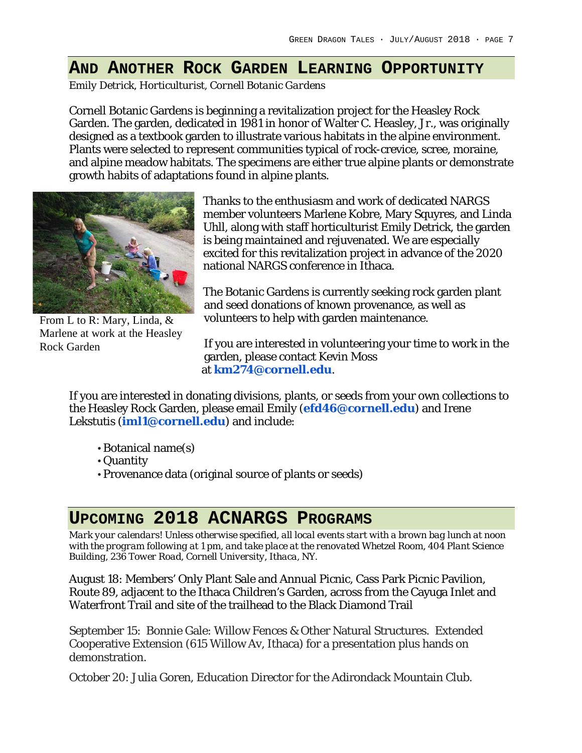## And Another Rock Garden Learning Opportunity

*Emily Detrick, Horticulturist, Cornell Botanic Gardens*

Cornell Botanic Gardens is beginning a revitalization project for the Heasley Rock Garden. The garden, dedicated in 1981 in honor of Walter C. Heasley, Jr., was originally designed as a textbook garden to illustrate various habitats in the alpine environment. Plants were selected to represent communities typical of rock-crevice, scree, moraine, and alpine meadow habitats. The specimens are either true alpine plants or demonstrate growth habits of adaptations found in alpine plants.

From L to R: Mary, Linda, & Marlene at work at the Heasley Rock Garden

Thanks to the enthusiasm and work of dedicated NARGS member volunteers Marlene Kobre, Mary Squyres, and Linda Uhll, along with staff horticulturist Emily Detrick, the garden is being maintained and rejuvenated. We are especially excited for this revitalization project in advance of the 2020 national NARGS conference in Ithaca.

The Botanic Gardens is currently seeking rock garden plant and seed donations of known provenance, as well as volunteers to help with garden maintenance.

If you are interested in volunteering your time to work in the garden, please contact Kevin Moss at **km274@cornell.edu**.

If you are interested in donating divisions, plants, or seeds from your own collections to the Heasley Rock Garden, please email Emily (**efd46@cornell.edu**) and Irene Lekstutis (**iml1@cornell.edu**) and include:

- Botanical name(s)
- Quantity
- Provenance data (original source of plants or seeds)

## Upcoming 2018 ACNARGS Programs

*Mark your calendars! Unless otherwise specified, all local events start with a brown bag lunch at noon with the program following at 1 pm, and take place at the renovated Whetzel Room, 404 Plant Science Building, 236 Tower Road, Cornell University, Ithaca, NY.*

August 18: Members' Only Plant Sale and Annual Picnic, Cass Park Picnic Pavilion, Route 89, adjacent to the Ithaca Children's Garden, across from the Cayuga Inlet and Waterfront Trail and site of the trailhead to the Black Diamond Trail

September 15: Bonnie Gale: Willow Fences & Other Natural Structures. Extended Cooperative Extension (615 Willow Av, Ithaca) for a presentation plus hands on demonstration.

October 20: Julia Goren, Education Director for the Adirondack Mountain Club.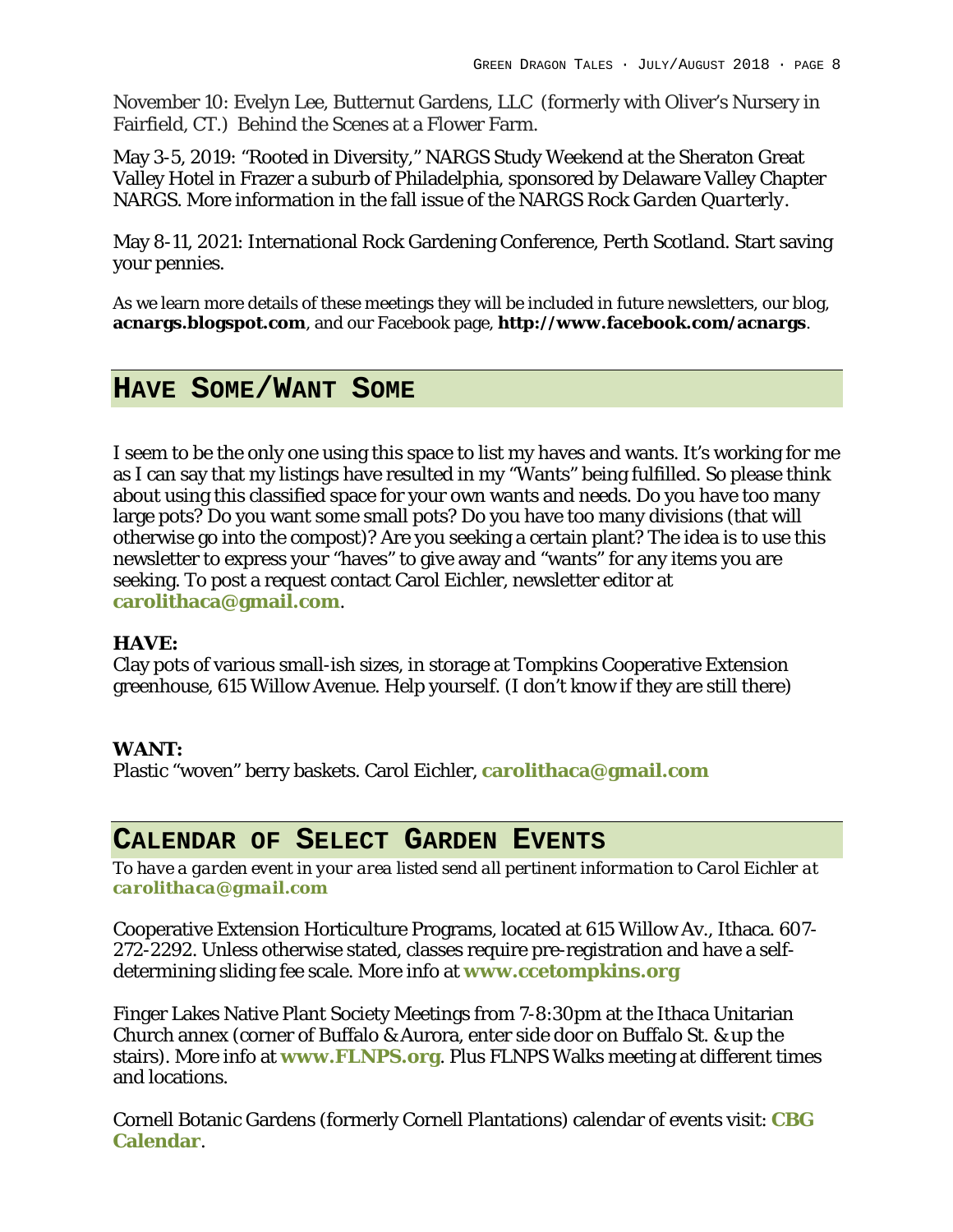November 10: Evelyn Lee, Butternut Gardens, LLC (formerly with Oliver's Nursery in Fairfield, CT.) Behind the Scenes at a Flower Farm.

May 3-5, 2019: "Rooted in Diversity," NARGS Study Weekend at the Sheraton Great Valley Hotel in Frazer a suburb of Philadelphia, sponsored by Delaware Valley Chapter NARGS. More information in the fall issue of the NARGS *Rock Garden Quarterly*.

May 8-11, 2021: International Rock Gardening Conference, Perth Scotland. Start saving your pennies.

As we learn more details of these meetings they will be included in future newsletters, our blog, **acnargs.blogspot.com**, and our Facebook page, **http://www.facebook.com/acnargs**.

## HAVE SOME/WANT SOME

I seem to be the only one using this space to list my haves and wants. It's working for me as I can say that my listings have resulted in my "Wants" being fulfilled. So please think about using this classified space for your own wants and needs. Do you have too many large pots? Do you want some small pots? Do you have too many divisions (that will otherwise go into the compost)? Are you seeking a certain plant? The idea is to use this newsletter to express your "haves" to give away and "wants" for any items you are seeking. To post a request contact Carol Eichler, newsletter editor at **carolithaca@gmail.com**.

**HAVE:**
Clay pots of various small-ish sizes, in storage at Tompkins Cooperative Extension greenhouse, 615 Willow Avenue. Help yourself. (I don't know if they are still there)

**WANT:**
Plastic "woven" berry baskets. Carol Eichler, **carolithaca@gmail.com**

## CALENDAR OF SELECT GARDEN EVENTS

*To have a garden event in your area listed send all pertinent information to Carol Eichler at* ***carolithaca@gmail.com***

Cooperative Extension Horticulture Programs, located at 615 Willow Av., Ithaca. 607-272-2292. Unless otherwise stated, classes require pre-registration and have a self-determining sliding fee scale. More info at **www.ccetompkins.org**

Finger Lakes Native Plant Society Meetings from 7-8:30pm at the Ithaca Unitarian Church annex (corner of Buffalo & Aurora, enter side door on Buffalo St. & up the stairs). More info at **www.FLNPS.org**. Plus FLNPS Walks meeting at different times and locations.

Cornell Botanic Gardens (formerly Cornell Plantations) calendar of events visit: **CBG Calendar**.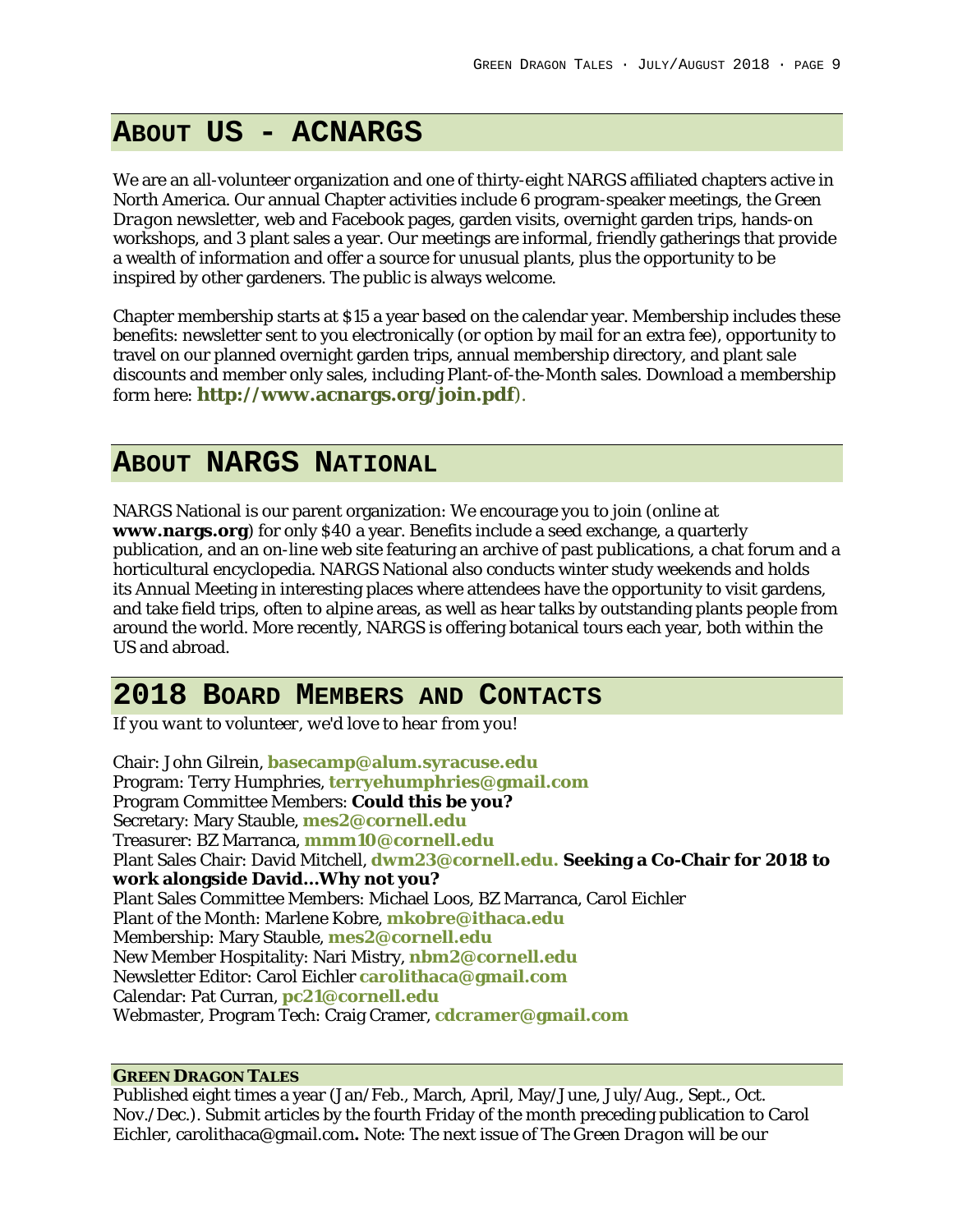## About Us - ACNARGS

We are an all-volunteer organization and one of thirty-eight NARGS affiliated chapters active in North America. Our annual Chapter activities include 6 program-speaker meetings, the *Green Dragon* newsletter, web and Facebook pages, garden visits, overnight garden trips, hands-on workshops, and 3 plant sales a year. Our meetings are informal, friendly gatherings that provide a wealth of information and offer a source for unusual plants, plus the opportunity to be inspired by other gardeners. The public is always welcome.

Chapter membership starts at $15 a year based on the calendar year. Membership includes these benefits: newsletter sent to you electronically (or option by mail for an extra fee), opportunity to travel on our planned overnight garden trips, annual membership directory, and plant sale discounts and member only sales, including Plant-of-the-Month sales. Download a membership form here: **http://www.acnargs.org/join.pdf**).

## About NARGS National

NARGS National is our parent organization: We encourage you to join (online at **www.nargs.org**) for only $40 a year. Benefits include a seed exchange, a quarterly publication, and an on-line web site featuring an archive of past publications, a chat forum and a horticultural encyclopedia. NARGS National also conducts winter study weekends and holds its Annual Meeting in interesting places where attendees have the opportunity to visit gardens, and take field trips, often to alpine areas, as well as hear talks by outstanding plants people from around the world. More recently, NARGS is offering botanical tours each year, both within the US and abroad.

## 2018 Board Members and Contacts

*If you want to volunteer, we'd love to hear from you!*

Chair: John Gilrein, **basecamp@alum.syracuse.edu**
Program: Terry Humphries, **terryehumphries@gmail.com**
Program Committee Members: **Could this be you?**
Secretary: Mary Stauble, **mes2@cornell.edu**
Treasurer: BZ Marranca, **mmm10@cornell.edu**
Plant Sales Chair: David Mitchell, **dwm23@cornell.edu. Seeking a Co-Chair for 2018 to work alongside David...Why not you?**
Plant Sales Committee Members: Michael Loos, BZ Marranca, Carol Eichler
Plant of the Month: Marlene Kobre, **mkobre@ithaca.edu**
Membership: Mary Stauble, **mes2@cornell.edu**
New Member Hospitality: Nari Mistry, **nbm2@cornell.edu**
Newsletter Editor: Carol Eichler **carolithaca@gmail.com**
Calendar: Pat Curran, **pc21@cornell.edu**
Webmaster, Program Tech: Craig Cramer, **cdcramer@gmail.com**

### Green Dragon Tales

Published eight times a year (Jan/Feb., March, April, May/June, July/Aug., Sept., Oct. Nov./Dec.). Submit articles by the fourth Friday of the month preceding publication to Carol Eichler, carolithaca@gmail.com**.** Note: The next issue of *The Green Dragon* will be our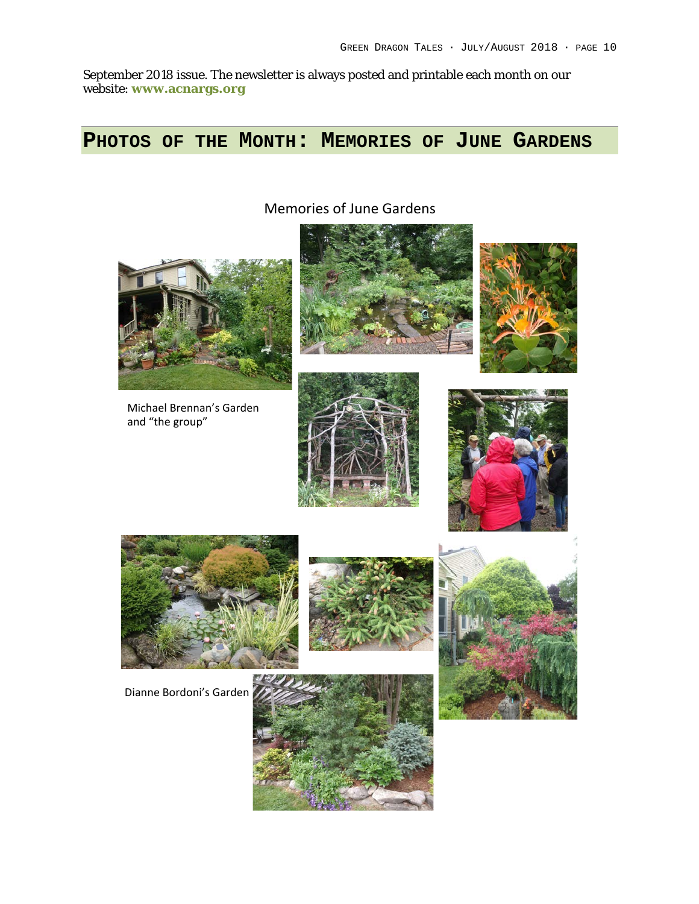September 2018 issue. The newsletter is always posted and printable each month on our website: **www.acnargs.org**

## Photos of the Month: Memories of June Gardens

Memories of June Gardens

Michael Brennan's Garden and "the group"

Dianne Bordoni's Garden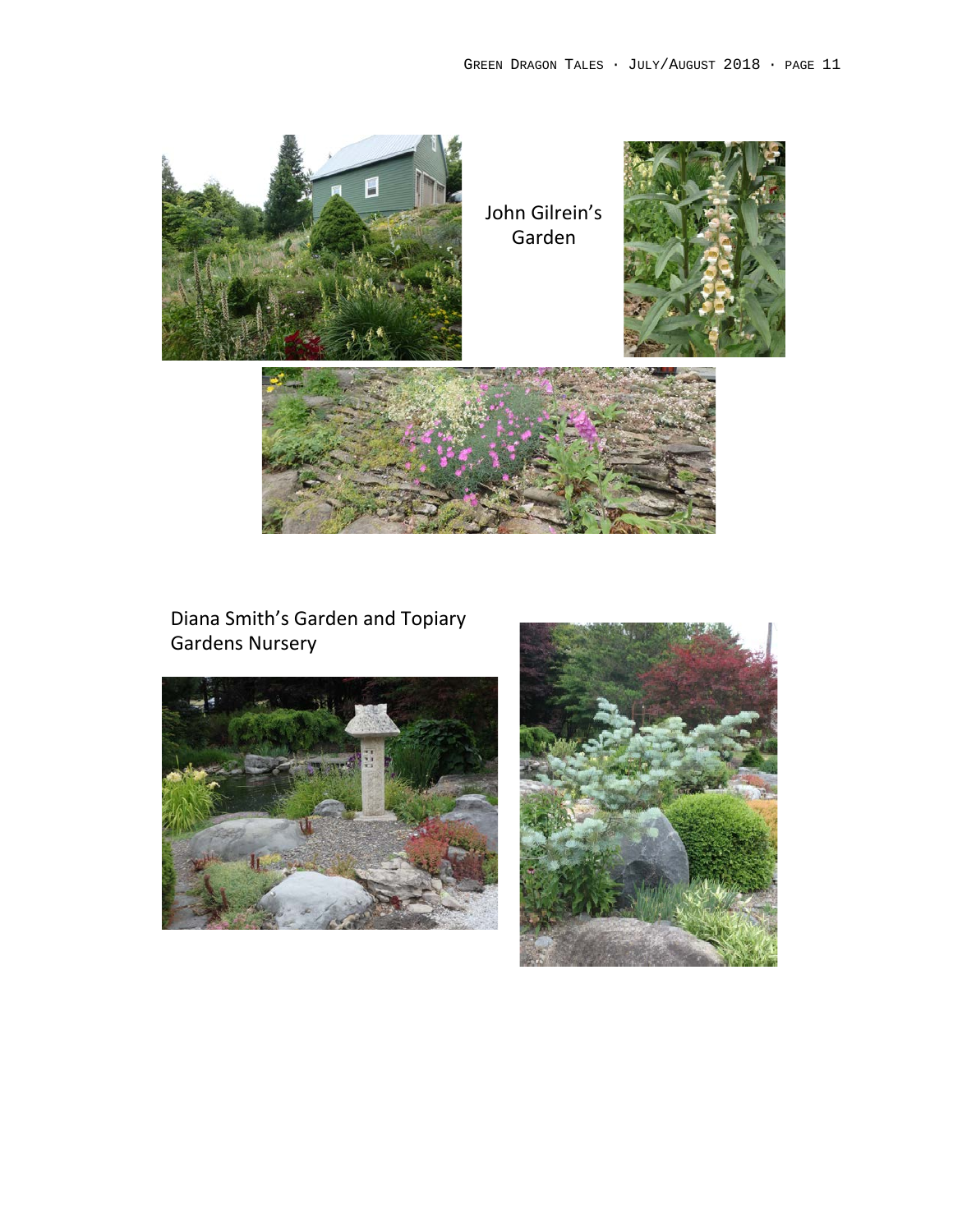John Gilrein's Garden

Diana Smith's Garden and Topiary Gardens Nursery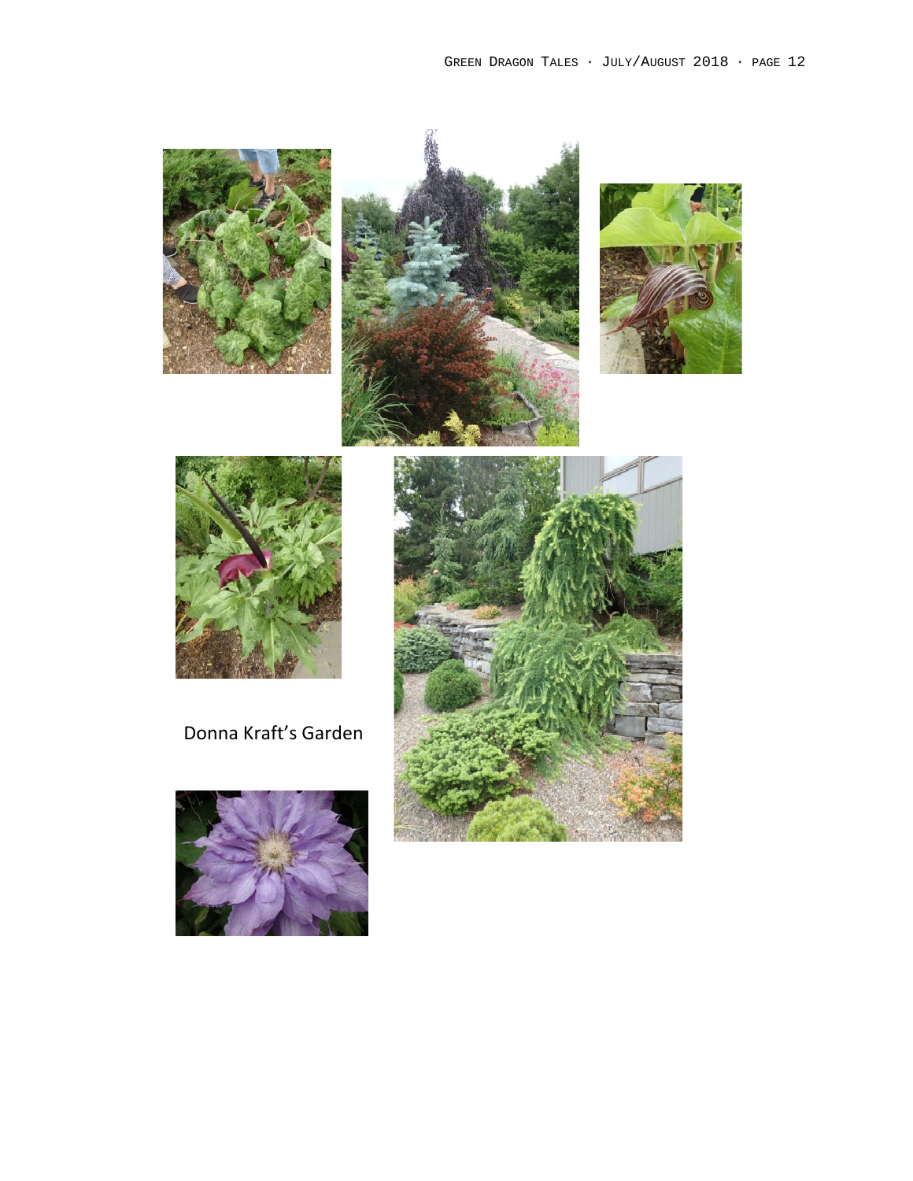Donna Kraft's Garden